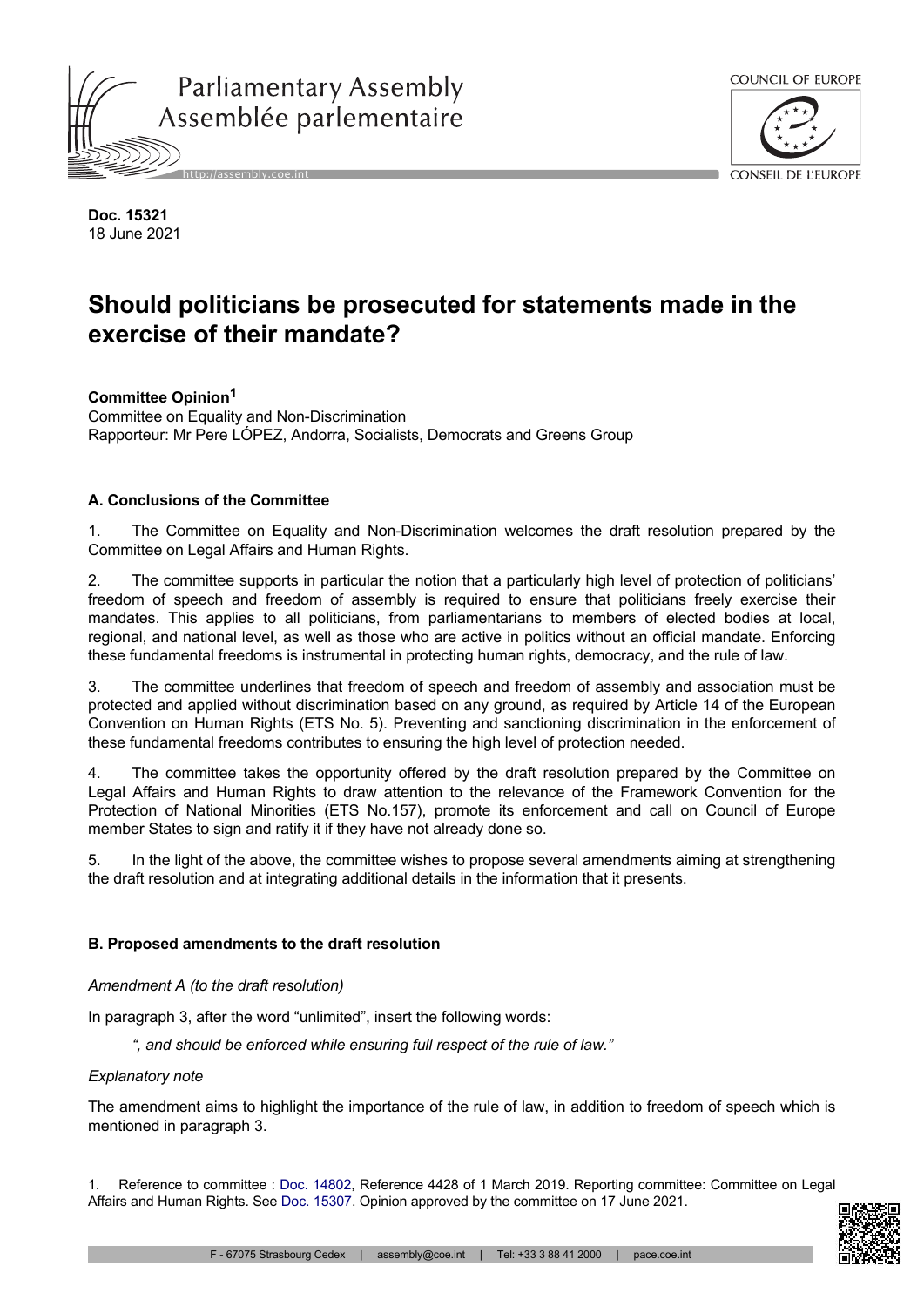**Doc. 15321**
18 June 2021

# Should politicians be prosecuted for statements made in the exercise of their mandate?

**Committee Opinion**[1]

Committee on Equality and Non-Discrimination
Rapporteur: Mr Pere LÓPEZ, Andorra, Socialists, Democrats and Greens Group

### A. Conclusions of the Committee

1. The Committee on Equality and Non-Discrimination welcomes the draft resolution prepared by the Committee on Legal Affairs and Human Rights.

2. The committee supports in particular the notion that a particularly high level of protection of politicians' freedom of speech and freedom of assembly is required to ensure that politicians freely exercise their mandates. This applies to all politicians, from parliamentarians to members of elected bodies at local, regional, and national level, as well as those who are active in politics without an official mandate. Enforcing these fundamental freedoms is instrumental in protecting human rights, democracy, and the rule of law.

3. The committee underlines that freedom of speech and freedom of assembly and association must be protected and applied without discrimination based on any ground, as required by Article 14 of the European Convention on Human Rights (ETS No. 5). Preventing and sanctioning discrimination in the enforcement of these fundamental freedoms contributes to ensuring the high level of protection needed.

4. The committee takes the opportunity offered by the draft resolution prepared by the Committee on Legal Affairs and Human Rights to draw attention to the relevance of the Framework Convention for the Protection of National Minorities (ETS No.157), promote its enforcement and call on Council of Europe member States to sign and ratify it if they have not already done so.

5. In the light of the above, the committee wishes to propose several amendments aiming at strengthening the draft resolution and at integrating additional details in the information that it presents.

### B. Proposed amendments to the draft resolution

*Amendment A (to the draft resolution)*

In paragraph 3, after the word "unlimited", insert the following words:

> *", and should be enforced while ensuring full respect of the rule of law."*

*Explanatory note*

The amendment aims to highlight the importance of the rule of law, in addition to freedom of speech which is mentioned in paragraph 3.

---

1. Reference to committee : Doc. 14802, Reference 4428 of 1 March 2019. Reporting committee: Committee on Legal Affairs and Human Rights. See Doc. 15307. Opinion approved by the committee on 17 June 2021.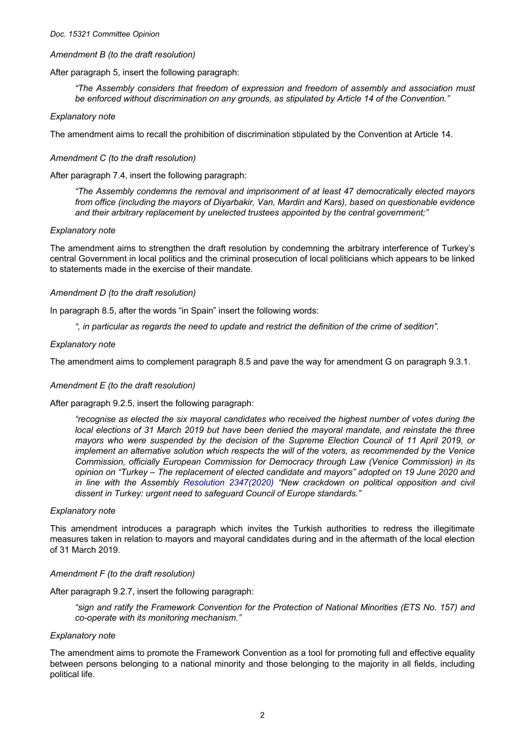*Amendment B (to the draft resolution)*

After paragraph 5, insert the following paragraph:

> *"The Assembly considers that freedom of expression and freedom of assembly and association must be enforced without discrimination on any grounds, as stipulated by Article 14 of the Convention."*

*Explanatory note*

The amendment aims to recall the prohibition of discrimination stipulated by the Convention at Article 14.

*Amendment C (to the draft resolution)*

After paragraph 7.4, insert the following paragraph:

> *"The Assembly condemns the removal and imprisonment of at least 47 democratically elected mayors from office (including the mayors of Diyarbakir, Van, Mardin and Kars), based on questionable evidence and their arbitrary replacement by unelected trustees appointed by the central government;"*

*Explanatory note*

The amendment aims to strengthen the draft resolution by condemning the arbitrary interference of Turkey's central Government in local politics and the criminal prosecution of local politicians which appears to be linked to statements made in the exercise of their mandate.

*Amendment D (to the draft resolution)*

In paragraph 8.5, after the words "in Spain" insert the following words:

> *", in particular as regards the need to update and restrict the definition of the crime of sedition".*

*Explanatory note*

The amendment aims to complement paragraph 8.5 and pave the way for amendment G on paragraph 9.3.1.

*Amendment E (to the draft resolution)*

After paragraph 9.2.5, insert the following paragraph:

> *"recognise as elected the six mayoral candidates who received the highest number of votes during the local elections of 31 March 2019 but have been denied the mayoral mandate, and reinstate the three mayors who were suspended by the decision of the Supreme Election Council of 11 April 2019, or implement an alternative solution which respects the will of the voters, as recommended by the Venice Commission, officially European Commission for Democracy through Law (Venice Commission) in its opinion on "Turkey – The replacement of elected candidate and mayors" adopted on 19 June 2020 and in line with the Assembly Resolution 2347(2020) "New crackdown on political opposition and civil dissent in Turkey: urgent need to safeguard Council of Europe standards."*

*Explanatory note*

This amendment introduces a paragraph which invites the Turkish authorities to redress the illegitimate measures taken in relation to mayors and mayoral candidates during and in the aftermath of the local election of 31 March 2019.

*Amendment F (to the draft resolution)*

After paragraph 9.2.7, insert the following paragraph:

> *"sign and ratify the Framework Convention for the Protection of National Minorities (ETS No. 157) and co-operate with its monitoring mechanism."*

*Explanatory note*

The amendment aims to promote the Framework Convention as a tool for promoting full and effective equality between persons belonging to a national minority and those belonging to the majority in all fields, including political life.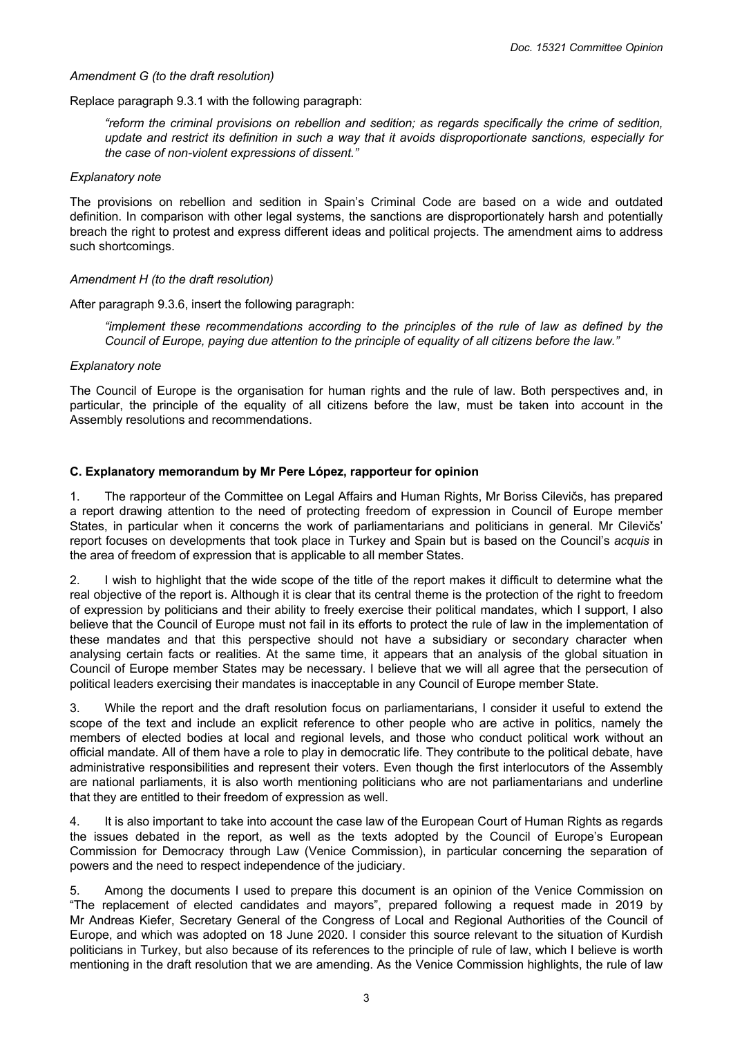*Amendment G (to the draft resolution)*

Replace paragraph 9.3.1 with the following paragraph:

> *"reform the criminal provisions on rebellion and sedition; as regards specifically the crime of sedition, update and restrict its definition in such a way that it avoids disproportionate sanctions, especially for the case of non-violent expressions of dissent."*

*Explanatory note*

The provisions on rebellion and sedition in Spain's Criminal Code are based on a wide and outdated definition. In comparison with other legal systems, the sanctions are disproportionately harsh and potentially breach the right to protest and express different ideas and political projects. The amendment aims to address such shortcomings.

*Amendment H (to the draft resolution)*

After paragraph 9.3.6, insert the following paragraph:

> *"implement these recommendations according to the principles of the rule of law as defined by the Council of Europe, paying due attention to the principle of equality of all citizens before the law."*

*Explanatory note*

The Council of Europe is the organisation for human rights and the rule of law. Both perspectives and, in particular, the principle of the equality of all citizens before the law, must be taken into account in the Assembly resolutions and recommendations.

## C. Explanatory memorandum by Mr Pere López, rapporteur for opinion

1. The rapporteur of the Committee on Legal Affairs and Human Rights, Mr Boriss Cilevičs, has prepared a report drawing attention to the need of protecting freedom of expression in Council of Europe member States, in particular when it concerns the work of parliamentarians and politicians in general. Mr Cilevičs' report focuses on developments that took place in Turkey and Spain but is based on the Council's *acquis* in the area of freedom of expression that is applicable to all member States.

2. I wish to highlight that the wide scope of the title of the report makes it difficult to determine what the real objective of the report is. Although it is clear that its central theme is the protection of the right to freedom of expression by politicians and their ability to freely exercise their political mandates, which I support, I also believe that the Council of Europe must not fail in its efforts to protect the rule of law in the implementation of these mandates and that this perspective should not have a subsidiary or secondary character when analysing certain facts or realities. At the same time, it appears that an analysis of the global situation in Council of Europe member States may be necessary. I believe that we will all agree that the persecution of political leaders exercising their mandates is inacceptable in any Council of Europe member State.

3. While the report and the draft resolution focus on parliamentarians, I consider it useful to extend the scope of the text and include an explicit reference to other people who are active in politics, namely the members of elected bodies at local and regional levels, and those who conduct political work without an official mandate. All of them have a role to play in democratic life. They contribute to the political debate, have administrative responsibilities and represent their voters. Even though the first interlocutors of the Assembly are national parliaments, it is also worth mentioning politicians who are not parliamentarians and underline that they are entitled to their freedom of expression as well.

4. It is also important to take into account the case law of the European Court of Human Rights as regards the issues debated in the report, as well as the texts adopted by the Council of Europe's European Commission for Democracy through Law (Venice Commission), in particular concerning the separation of powers and the need to respect independence of the judiciary.

5. Among the documents I used to prepare this document is an opinion of the Venice Commission on "The replacement of elected candidates and mayors", prepared following a request made in 2019 by Mr Andreas Kiefer, Secretary General of the Congress of Local and Regional Authorities of the Council of Europe, and which was adopted on 18 June 2020. I consider this source relevant to the situation of Kurdish politicians in Turkey, but also because of its references to the principle of rule of law, which I believe is worth mentioning in the draft resolution that we are amending. As the Venice Commission highlights, the rule of law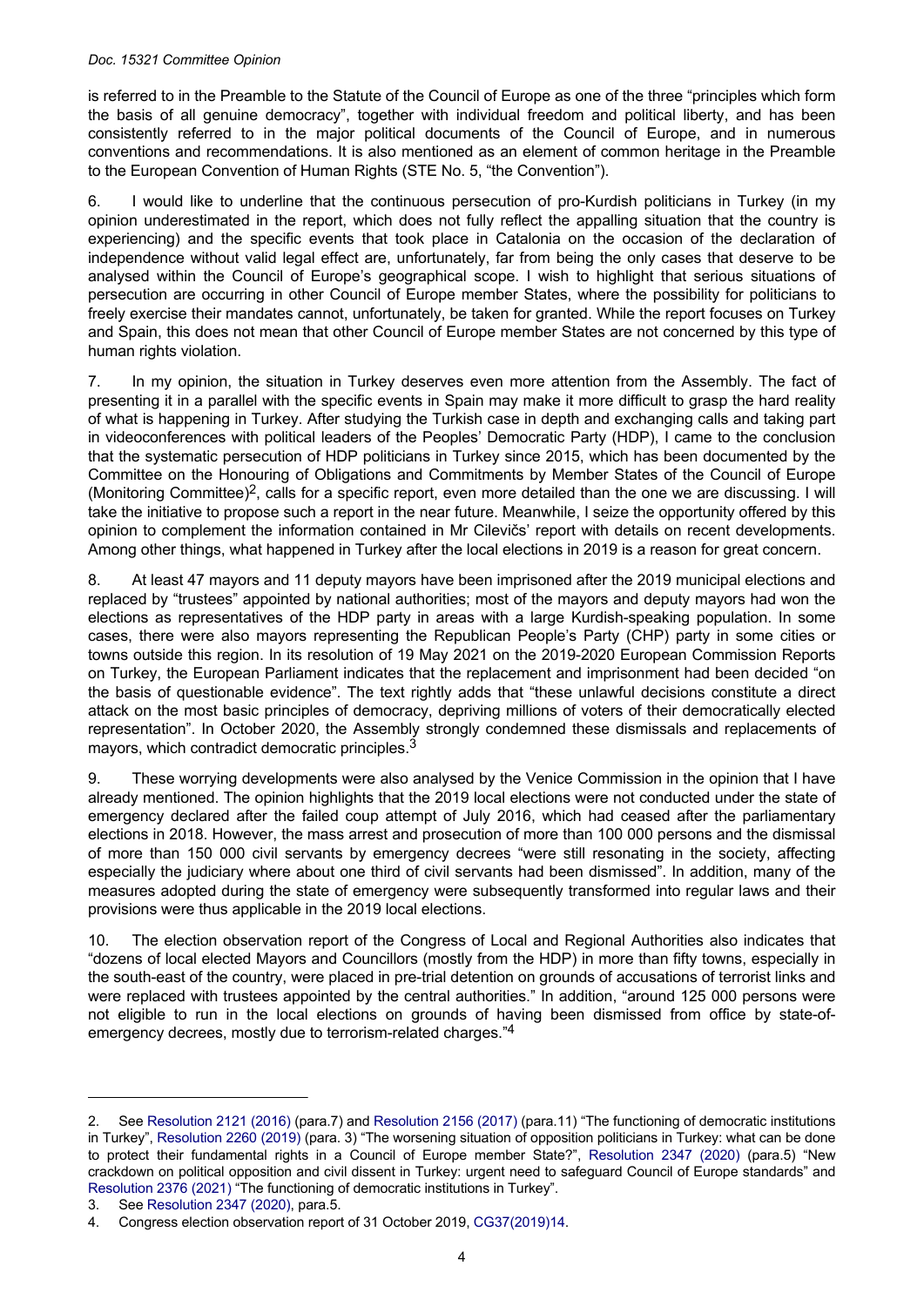is referred to in the Preamble to the Statute of the Council of Europe as one of the three "principles which form the basis of all genuine democracy", together with individual freedom and political liberty, and has been consistently referred to in the major political documents of the Council of Europe, and in numerous conventions and recommendations. It is also mentioned as an element of common heritage in the Preamble to the European Convention of Human Rights (STE No. 5, "the Convention").

6. I would like to underline that the continuous persecution of pro-Kurdish politicians in Turkey (in my opinion underestimated in the report, which does not fully reflect the appalling situation that the country is experiencing) and the specific events that took place in Catalonia on the occasion of the declaration of independence without valid legal effect are, unfortunately, far from being the only cases that deserve to be analysed within the Council of Europe's geographical scope. I wish to highlight that serious situations of persecution are occurring in other Council of Europe member States, where the possibility for politicians to freely exercise their mandates cannot, unfortunately, be taken for granted. While the report focuses on Turkey and Spain, this does not mean that other Council of Europe member States are not concerned by this type of human rights violation.

7. In my opinion, the situation in Turkey deserves even more attention from the Assembly. The fact of presenting it in a parallel with the specific events in Spain may make it more difficult to grasp the hard reality of what is happening in Turkey. After studying the Turkish case in depth and exchanging calls and taking part in videoconferences with political leaders of the Peoples' Democratic Party (HDP), I came to the conclusion that the systematic persecution of HDP politicians in Turkey since 2015, which has been documented by the Committee on the Honouring of Obligations and Commitments by Member States of the Council of Europe (Monitoring Committee)[2], calls for a specific report, even more detailed than the one we are discussing. I will take the initiative to propose such a report in the near future. Meanwhile, I seize the opportunity offered by this opinion to complement the information contained in Mr Cilevičs' report with details on recent developments. Among other things, what happened in Turkey after the local elections in 2019 is a reason for great concern.

8. At least 47 mayors and 11 deputy mayors have been imprisoned after the 2019 municipal elections and replaced by "trustees" appointed by national authorities; most of the mayors and deputy mayors had won the elections as representatives of the HDP party in areas with a large Kurdish-speaking population. In some cases, there were also mayors representing the Republican People's Party (CHP) party in some cities or towns outside this region. In its resolution of 19 May 2021 on the 2019-2020 European Commission Reports on Turkey, the European Parliament indicates that the replacement and imprisonment had been decided "on the basis of questionable evidence". The text rightly adds that "these unlawful decisions constitute a direct attack on the most basic principles of democracy, depriving millions of voters of their democratically elected representation". In October 2020, the Assembly strongly condemned these dismissals and replacements of mayors, which contradict democratic principles.[3]

9. These worrying developments were also analysed by the Venice Commission in the opinion that I have already mentioned. The opinion highlights that the 2019 local elections were not conducted under the state of emergency declared after the failed coup attempt of July 2016, which had ceased after the parliamentary elections in 2018. However, the mass arrest and prosecution of more than 100 000 persons and the dismissal of more than 150 000 civil servants by emergency decrees "were still resonating in the society, affecting especially the judiciary where about one third of civil servants had been dismissed". In addition, many of the measures adopted during the state of emergency were subsequently transformed into regular laws and their provisions were thus applicable in the 2019 local elections.

10. The election observation report of the Congress of Local and Regional Authorities also indicates that "dozens of local elected Mayors and Councillors (mostly from the HDP) in more than fifty towns, especially in the south-east of the country, were placed in pre-trial detention on grounds of accusations of terrorist links and were replaced with trustees appointed by the central authorities." In addition, "around 125 000 persons were not eligible to run in the local elections on grounds of having been dismissed from office by state-of-emergency decrees, mostly due to terrorism-related charges."[4]

---

2. See Resolution 2121 (2016) (para.7) and Resolution 2156 (2017) (para.11) "The functioning of democratic institutions in Turkey", Resolution 2260 (2019) (para. 3) "The worsening situation of opposition politicians in Turkey: what can be done to protect their fundamental rights in a Council of Europe member State?", Resolution 2347 (2020) (para.5) "New crackdown on political opposition and civil dissent in Turkey: urgent need to safeguard Council of Europe standards" and Resolution 2376 (2021) "The functioning of democratic institutions in Turkey".

3. See Resolution 2347 (2020), para.5.

4. Congress election observation report of 31 October 2019, CG37(2019)14.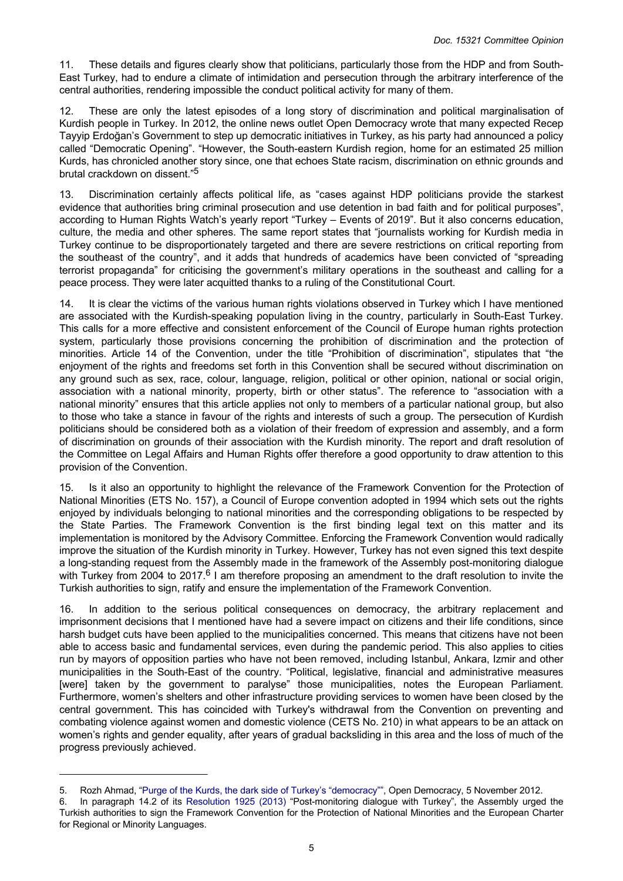11. These details and figures clearly show that politicians, particularly those from the HDP and from South-East Turkey, had to endure a climate of intimidation and persecution through the arbitrary interference of the central authorities, rendering impossible the conduct political activity for many of them.

12. These are only the latest episodes of a long story of discrimination and political marginalisation of Kurdish people in Turkey. In 2012, the online news outlet Open Democracy wrote that many expected Recep Tayyip Erdoğan's Government to step up democratic initiatives in Turkey, as his party had announced a policy called "Democratic Opening". "However, the South-eastern Kurdish region, home for an estimated 25 million Kurds, has chronicled another story since, one that echoes State racism, discrimination on ethnic grounds and brutal crackdown on dissent."[5]

13. Discrimination certainly affects political life, as "cases against HDP politicians provide the starkest evidence that authorities bring criminal prosecution and use detention in bad faith and for political purposes", according to Human Rights Watch's yearly report "Turkey – Events of 2019". But it also concerns education, culture, the media and other spheres. The same report states that "journalists working for Kurdish media in Turkey continue to be disproportionately targeted and there are severe restrictions on critical reporting from the southeast of the country", and it adds that hundreds of academics have been convicted of "spreading terrorist propaganda" for criticising the government's military operations in the southeast and calling for a peace process. They were later acquitted thanks to a ruling of the Constitutional Court.

14. It is clear the victims of the various human rights violations observed in Turkey which I have mentioned are associated with the Kurdish-speaking population living in the country, particularly in South-East Turkey. This calls for a more effective and consistent enforcement of the Council of Europe human rights protection system, particularly those provisions concerning the prohibition of discrimination and the protection of minorities. Article 14 of the Convention, under the title "Prohibition of discrimination", stipulates that "the enjoyment of the rights and freedoms set forth in this Convention shall be secured without discrimination on any ground such as sex, race, colour, language, religion, political or other opinion, national or social origin, association with a national minority, property, birth or other status". The reference to "association with a national minority" ensures that this article applies not only to members of a particular national group, but also to those who take a stance in favour of the rights and interests of such a group. The persecution of Kurdish politicians should be considered both as a violation of their freedom of expression and assembly, and a form of discrimination on grounds of their association with the Kurdish minority. The report and draft resolution of the Committee on Legal Affairs and Human Rights offer therefore a good opportunity to draw attention to this provision of the Convention.

15. Is it also an opportunity to highlight the relevance of the Framework Convention for the Protection of National Minorities (ETS No. 157), a Council of Europe convention adopted in 1994 which sets out the rights enjoyed by individuals belonging to national minorities and the corresponding obligations to be respected by the State Parties. The Framework Convention is the first binding legal text on this matter and its implementation is monitored by the Advisory Committee. Enforcing the Framework Convention would radically improve the situation of the Kurdish minority in Turkey. However, Turkey has not even signed this text despite a long-standing request from the Assembly made in the framework of the Assembly post-monitoring dialogue with Turkey from 2004 to 2017.[6] I am therefore proposing an amendment to the draft resolution to invite the Turkish authorities to sign, ratify and ensure the implementation of the Framework Convention.

16. In addition to the serious political consequences on democracy, the arbitrary replacement and imprisonment decisions that I mentioned have had a severe impact on citizens and their life conditions, since harsh budget cuts have been applied to the municipalities concerned. This means that citizens have not been able to access basic and fundamental services, even during the pandemic period. This also applies to cities run by mayors of opposition parties who have not been removed, including Istanbul, Ankara, Izmir and other municipalities in the South-East of the country. "Political, legislative, financial and administrative measures [were] taken by the government to paralyse" those municipalities, notes the European Parliament. Furthermore, women's shelters and other infrastructure providing services to women have been closed by the central government. This has coincided with Turkey's withdrawal from the Convention on preventing and combating violence against women and domestic violence (CETS No. 210) in what appears to be an attack on women's rights and gender equality, after years of gradual backsliding in this area and the loss of much of the progress previously achieved.

---

5. Rozh Ahmad, "Purge of the Kurds, the dark side of Turkey's "democracy"", Open Democracy, 5 November 2012.

6. In paragraph 14.2 of its Resolution 1925 (2013) "Post-monitoring dialogue with Turkey", the Assembly urged the Turkish authorities to sign the Framework Convention for the Protection of National Minorities and the European Charter for Regional or Minority Languages.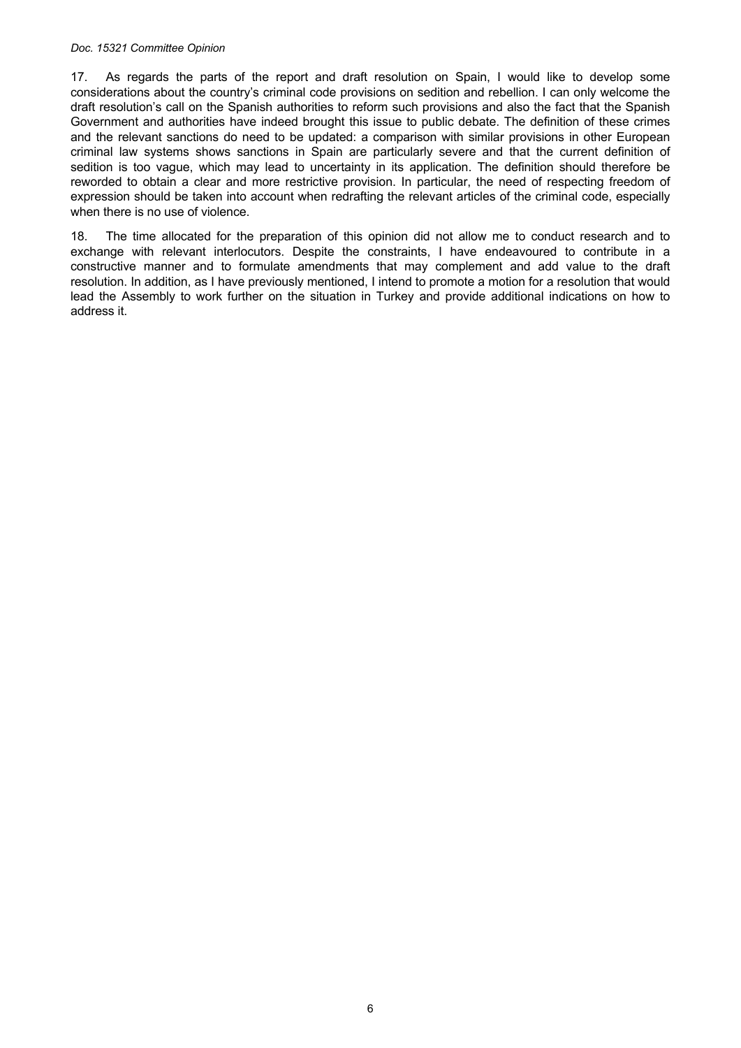17. As regards the parts of the report and draft resolution on Spain, I would like to develop some considerations about the country's criminal code provisions on sedition and rebellion. I can only welcome the draft resolution's call on the Spanish authorities to reform such provisions and also the fact that the Spanish Government and authorities have indeed brought this issue to public debate. The definition of these crimes and the relevant sanctions do need to be updated: a comparison with similar provisions in other European criminal law systems shows sanctions in Spain are particularly severe and that the current definition of sedition is too vague, which may lead to uncertainty in its application. The definition should therefore be reworded to obtain a clear and more restrictive provision. In particular, the need of respecting freedom of expression should be taken into account when redrafting the relevant articles of the criminal code, especially when there is no use of violence.

18. The time allocated for the preparation of this opinion did not allow me to conduct research and to exchange with relevant interlocutors. Despite the constraints, I have endeavoured to contribute in a constructive manner and to formulate amendments that may complement and add value to the draft resolution. In addition, as I have previously mentioned, I intend to promote a motion for a resolution that would lead the Assembly to work further on the situation in Turkey and provide additional indications on how to address it.